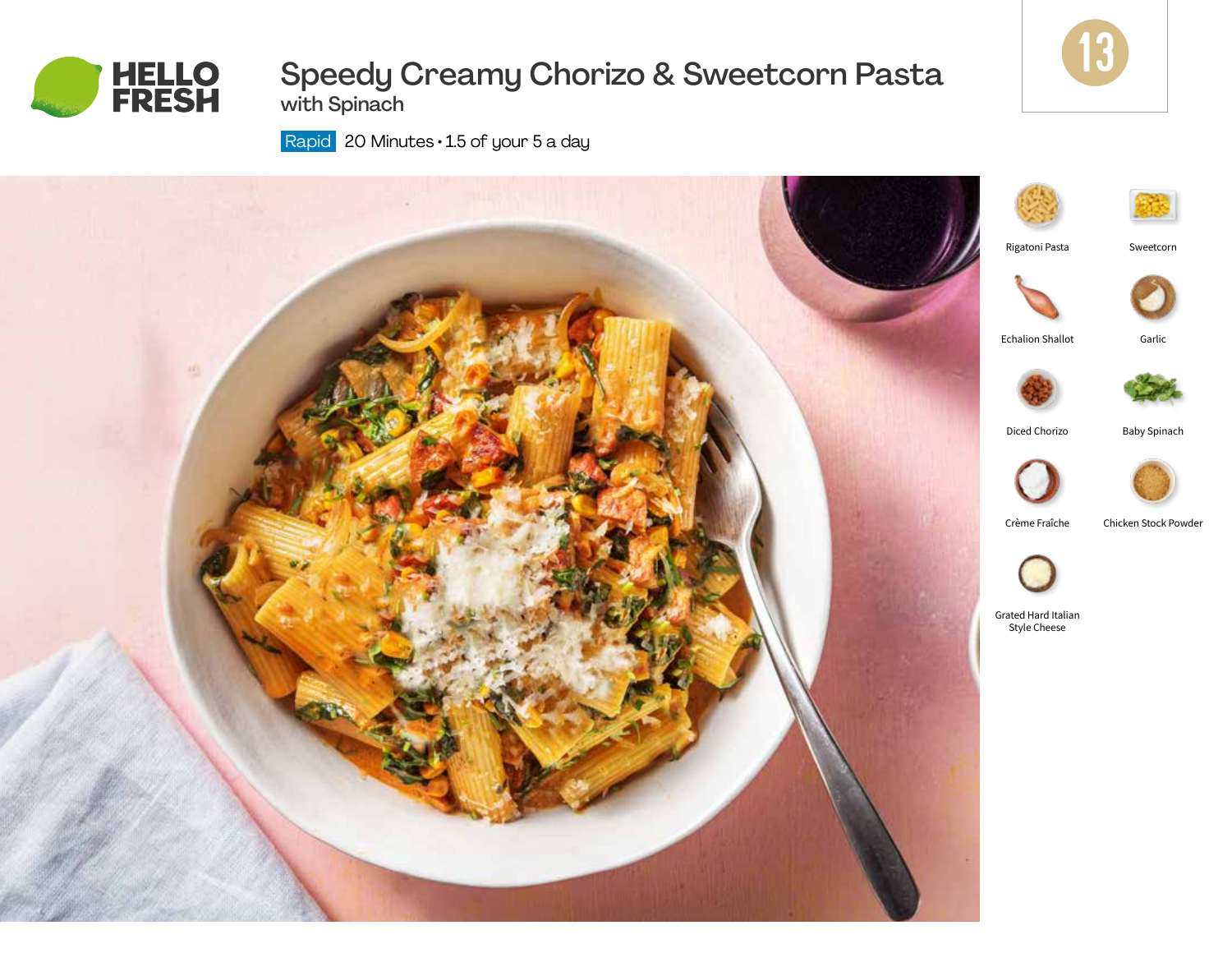HELLO FRESH

# Speedy Creamy Chorizo & Sweetcorn Pasta

## with Spinach

Rapid 20 Minutes • 1.5 of your 5 a day

13

- Rigatoni Pasta
- Sweetcorn
- Echalion Shallot
- Garlic
- Diced Chorizo
- Baby Spinach
- Crème Fraîche
- Chicken Stock Powder
- Grated Hard Italian Style Cheese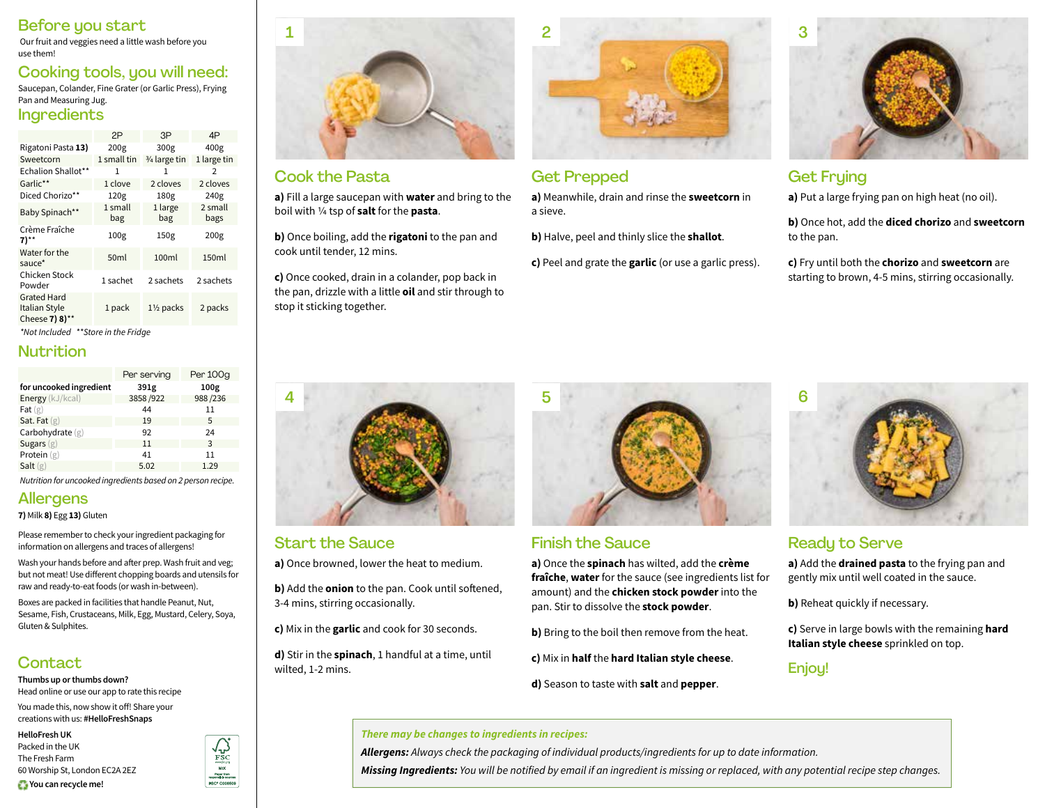## Before you start

Our fruit and veggies need a little wash before you use them!

## Cooking tools, you will need:

Saucepan, Colander, Fine Grater (or Garlic Press), Frying Pan and Measuring Jug.

## Ingredients

| | 2P | 3P | 4P |
|---|---|---|---|
| Rigatoni Pasta **13)** | 200g | 300g | 400g |
| Sweetcorn | 1 small tin | ¾ large tin | 1 large tin |
| Echalion Shallot** | 1 | 1 | 2 |
| Garlic** | 1 clove | 2 cloves | 2 cloves |
| Diced Chorizo** | 120g | 180g | 240g |
| Baby Spinach** | 1 small bag | 1 large bag | 2 small bags |
| Crème Fraîche **7)**** | 100g | 150g | 200g |
| Water for the sauce* | 50ml | 100ml | 150ml |
| Chicken Stock Powder | 1 sachet | 2 sachets | 2 sachets |
| Grated Hard Italian Style Cheese **7) 8)**** | 1 pack | 1½ packs | 2 packs |

*\*Not Included \*\*Store in the Fridge*

## Nutrition

| | Per serving | Per 100g |
|---|---|---|
| **for uncooked ingredient** | **391g** | **100g** |
| Energy (kJ/kcal) | 3858 /922 | 988 /236 |
| Fat (g) | 44 | 11 |
| Sat. Fat (g) | 19 | 5 |
| Carbohydrate (g) | 92 | 24 |
| Sugars (g) | 11 | 3 |
| Protein (g) | 41 | 11 |
| Salt (g) | 5.02 | 1.29 |

*Nutrition for uncooked ingredients based on 2 person recipe.*

## Allergens

**7)** Milk **8)** Egg **13)** Gluten

Please remember to check your ingredient packaging for information on allergens and traces of allergens!

Wash your hands before and after prep. Wash fruit and veg; but not meat! Use different chopping boards and utensils for raw and ready-to-eat foods (or wash in-between).

Boxes are packed in facilities that handle Peanut, Nut, Sesame, Fish, Crustaceans, Milk, Egg, Mustard, Celery, Soya, Gluten & Sulphites.

## Contact

**Thumbs up or thumbs down?**
Head online or use our app to rate this recipe

You made this, now show it off! Share your creations with us: **#HelloFreshSnaps**

**HelloFresh UK**
Packed in the UK
The Fresh Farm
60 Worship St, London EC2A 2EZ

**You can recycle me!**

## 1 Cook the Pasta

**a)** Fill a large saucepan with **water** and bring to the boil with ¼ tsp of **salt** for the **pasta**.

**b)** Once boiling, add the **rigatoni** to the pan and cook until tender, 12 mins.

**c)** Once cooked, drain in a colander, pop back in the pan, drizzle with a little **oil** and stir through to stop it sticking together.

## 2 Get Prepped

**a)** Meanwhile, drain and rinse the **sweetcorn** in a sieve.

**b)** Halve, peel and thinly slice the **shallot**.

**c)** Peel and grate the **garlic** (or use a garlic press).

## 3 Get Frying

**a)** Put a large frying pan on high heat (no oil).

**b)** Once hot, add the **diced chorizo** and **sweetcorn** to the pan.

**c)** Fry until both the **chorizo** and **sweetcorn** are starting to brown, 4-5 mins, stirring occasionally.

## 4 Start the Sauce

**a)** Once browned, lower the heat to medium.

**b)** Add the **onion** to the pan. Cook until softened, 3-4 mins, stirring occasionally.

**c)** Mix in the **garlic** and cook for 30 seconds.

**d)** Stir in the **spinach**, 1 handful at a time, until wilted, 1-2 mins.

## 5 Finish the Sauce

**a)** Once the **spinach** has wilted, add the **crème fraîche**, **water** for the sauce (see ingredients list for amount) and the **chicken stock powder** into the pan. Stir to dissolve the **stock powder**.

**b)** Bring to the boil then remove from the heat.

**c)** Mix in **half** the **hard Italian style cheese**.

**d)** Season to taste with **salt** and **pepper**.

## 6 Ready to Serve

**a)** Add the **drained pasta** to the frying pan and gently mix until well coated in the sauce.

**b)** Reheat quickly if necessary.

**c)** Serve in large bowls with the remaining **hard Italian style cheese** sprinkled on top.

## Enjoy!

***There may be changes to ingredients in recipes:***

***Allergens:*** *Always check the packaging of individual products/ingredients for up to date information.*

***Missing Ingredients:*** *You will be notified by email if an ingredient is missing or replaced, with any potential recipe step changes.*